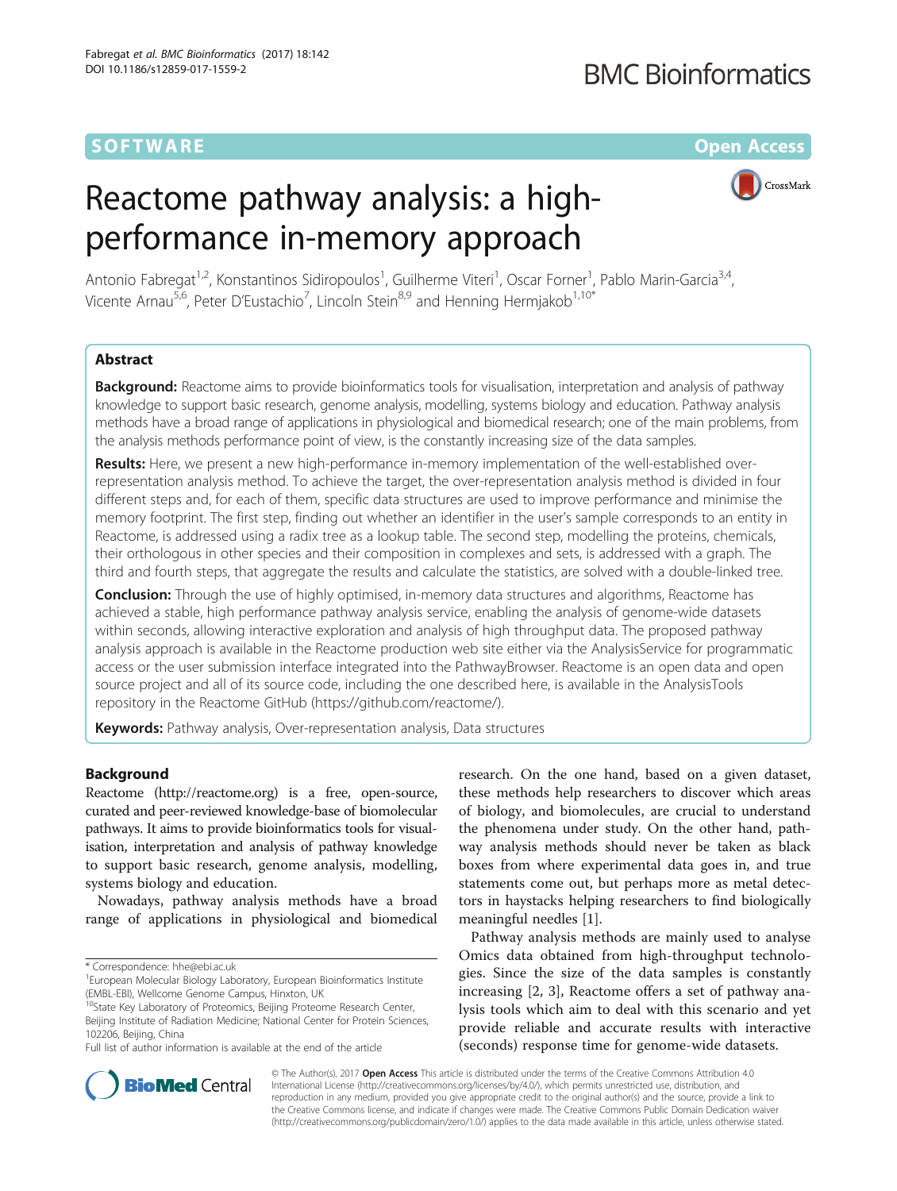SOFTWARE

Open Access

# Reactome pathway analysis: a high-performance in-memory approach

Antonio Fabregat[1,2], Konstantinos Sidiropoulos[1], Guilherme Viteri[1], Oscar Forner[1], Pablo Marin-Garcia[3,4], Vicente Arnau[5,6], Peter D'Eustachio[7], Lincoln Stein[8,9] and Henning Hermjakob[1,10*]

## Abstract

**Background:** Reactome aims to provide bioinformatics tools for visualisation, interpretation and analysis of pathway knowledge to support basic research, genome analysis, modelling, systems biology and education. Pathway analysis methods have a broad range of applications in physiological and biomedical research; one of the main problems, from the analysis methods performance point of view, is the constantly increasing size of the data samples.

**Results:** Here, we present a new high-performance in-memory implementation of the well-established over-representation analysis method. To achieve the target, the over-representation analysis method is divided in four different steps and, for each of them, specific data structures are used to improve performance and minimise the memory footprint. The first step, finding out whether an identifier in the user's sample corresponds to an entity in Reactome, is addressed using a radix tree as a lookup table. The second step, modelling the proteins, chemicals, their orthologous in other species and their composition in complexes and sets, is addressed with a graph. The third and fourth steps, that aggregate the results and calculate the statistics, are solved with a double-linked tree.

**Conclusion:** Through the use of highly optimised, in-memory data structures and algorithms, Reactome has achieved a stable, high performance pathway analysis service, enabling the analysis of genome-wide datasets within seconds, allowing interactive exploration and analysis of high throughput data. The proposed pathway analysis approach is available in the Reactome production web site either via the AnalysisService for programmatic access or the user submission interface integrated into the PathwayBrowser. Reactome is an open data and open source project and all of its source code, including the one described here, is available in the AnalysisTools repository in the Reactome GitHub (https://github.com/reactome/).

**Keywords:** Pathway analysis, Over-representation analysis, Data structures

## Background

Reactome (http://reactome.org) is a free, open-source, curated and peer-reviewed knowledge-base of biomolecular pathways. It aims to provide bioinformatics tools for visualisation, interpretation and analysis of pathway knowledge to support basic research, genome analysis, modelling, systems biology and education.

Nowadays, pathway analysis methods have a broad range of applications in physiological and biomedical research. On the one hand, based on a given dataset, these methods help researchers to discover which areas of biology, and biomolecules, are crucial to understand the phenomena under study. On the other hand, pathway analysis methods should never be taken as black boxes from where experimental data goes in, and true statements come out, but perhaps more as metal detectors in haystacks helping researchers to find biologically meaningful needles [1].

Pathway analysis methods are mainly used to analyse Omics data obtained from high-throughput technologies. Since the size of the data samples is constantly increasing [2, 3], Reactome offers a set of pathway analysis tools which aim to deal with this scenario and yet provide reliable and accurate results with interactive (seconds) response time for genome-wide datasets.

* Correspondence: hhe@ebi.ac.uk

[1] European Molecular Biology Laboratory, European Bioinformatics Institute (EMBL-EBI), Wellcome Genome Campus, Hinxton, UK

[10] State Key Laboratory of Proteomics, Beijing Proteome Research Center, Beijing Institute of Radiation Medicine; National Center for Protein Sciences, 102206, Beijing, China

Full list of author information is available at the end of the article

© The Author(s). 2017 **Open Access** This article is distributed under the terms of the Creative Commons Attribution 4.0 International License (http://creativecommons.org/licenses/by/4.0/), which permits unrestricted use, distribution, and reproduction in any medium, provided you give appropriate credit to the original author(s) and the source, provide a link to the Creative Commons license, and indicate if changes were made. The Creative Commons Public Domain Dedication waiver (http://creativecommons.org/publicdomain/zero/1.0/) applies to the data made available in this article, unless otherwise stated.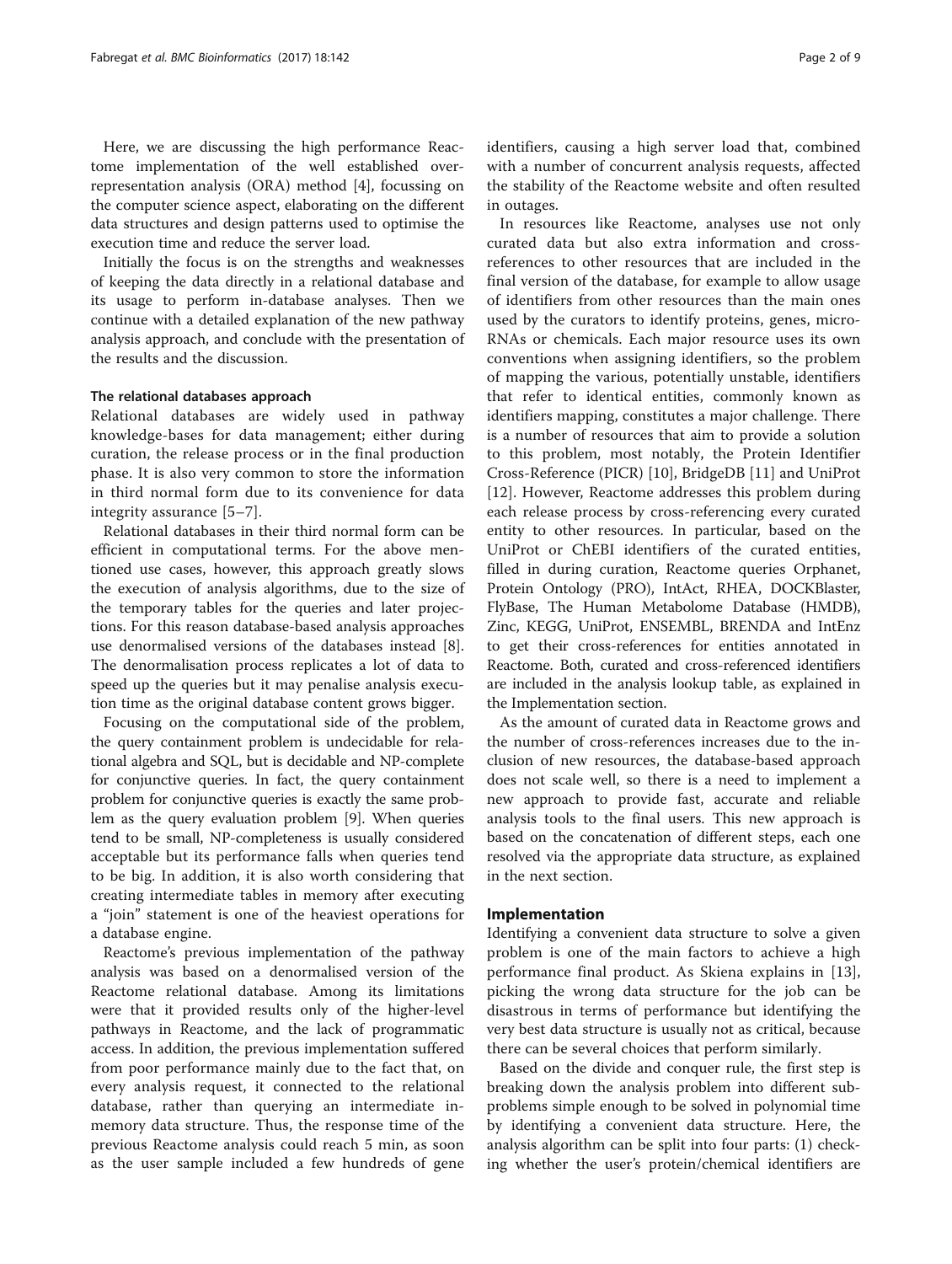Here, we are discussing the high performance Reactome implementation of the well established over-representation analysis (ORA) method [4], focussing on the computer science aspect, elaborating on the different data structures and design patterns used to optimise the execution time and reduce the server load.

Initially the focus is on the strengths and weaknesses of keeping the data directly in a relational database and its usage to perform in-database analyses. Then we continue with a detailed explanation of the new pathway analysis approach, and conclude with the presentation of the results and the discussion.

#### The relational databases approach

Relational databases are widely used in pathway knowledge-bases for data management; either during curation, the release process or in the final production phase. It is also very common to store the information in third normal form due to its convenience for data integrity assurance [5–7].

Relational databases in their third normal form can be efficient in computational terms. For the above mentioned use cases, however, this approach greatly slows the execution of analysis algorithms, due to the size of the temporary tables for the queries and later projections. For this reason database-based analysis approaches use denormalised versions of the databases instead [8]. The denormalisation process replicates a lot of data to speed up the queries but it may penalise analysis execution time as the original database content grows bigger.

Focusing on the computational side of the problem, the query containment problem is undecidable for relational algebra and SQL, but is decidable and NP-complete for conjunctive queries. In fact, the query containment problem for conjunctive queries is exactly the same problem as the query evaluation problem [9]. When queries tend to be small, NP-completeness is usually considered acceptable but its performance falls when queries tend to be big. In addition, it is also worth considering that creating intermediate tables in memory after executing a "join" statement is one of the heaviest operations for a database engine.

Reactome's previous implementation of the pathway analysis was based on a denormalised version of the Reactome relational database. Among its limitations were that it provided results only of the higher-level pathways in Reactome, and the lack of programmatic access. In addition, the previous implementation suffered from poor performance mainly due to the fact that, on every analysis request, it connected to the relational database, rather than querying an intermediate in-memory data structure. Thus, the response time of the previous Reactome analysis could reach 5 min, as soon as the user sample included a few hundreds of gene identifiers, causing a high server load that, combined with a number of concurrent analysis requests, affected the stability of the Reactome website and often resulted in outages.

In resources like Reactome, analyses use not only curated data but also extra information and cross-references to other resources that are included in the final version of the database, for example to allow usage of identifiers from other resources than the main ones used by the curators to identify proteins, genes, micro-RNAs or chemicals. Each major resource uses its own conventions when assigning identifiers, so the problem of mapping the various, potentially unstable, identifiers that refer to identical entities, commonly known as identifiers mapping, constitutes a major challenge. There is a number of resources that aim to provide a solution to this problem, most notably, the Protein Identifier Cross-Reference (PICR) [10], BridgeDB [11] and UniProt [12]. However, Reactome addresses this problem during each release process by cross-referencing every curated entity to other resources. In particular, based on the UniProt or ChEBI identifiers of the curated entities, filled in during curation, Reactome queries Orphanet, Protein Ontology (PRO), IntAct, RHEA, DOCKBlaster, FlyBase, The Human Metabolome Database (HMDB), Zinc, KEGG, UniProt, ENSEMBL, BRENDA and IntEnz to get their cross-references for entities annotated in Reactome. Both, curated and cross-referenced identifiers are included in the analysis lookup table, as explained in the Implementation section.

As the amount of curated data in Reactome grows and the number of cross-references increases due to the inclusion of new resources, the database-based approach does not scale well, so there is a need to implement a new approach to provide fast, accurate and reliable analysis tools to the final users. This new approach is based on the concatenation of different steps, each one resolved via the appropriate data structure, as explained in the next section.

## Implementation

Identifying a convenient data structure to solve a given problem is one of the main factors to achieve a high performance final product. As Skiena explains in [13], picking the wrong data structure for the job can be disastrous in terms of performance but identifying the very best data structure is usually not as critical, because there can be several choices that perform similarly.

Based on the divide and conquer rule, the first step is breaking down the analysis problem into different subproblems simple enough to be solved in polynomial time by identifying a convenient data structure. Here, the analysis algorithm can be split into four parts: (1) checking whether the user's protein/chemical identifiers are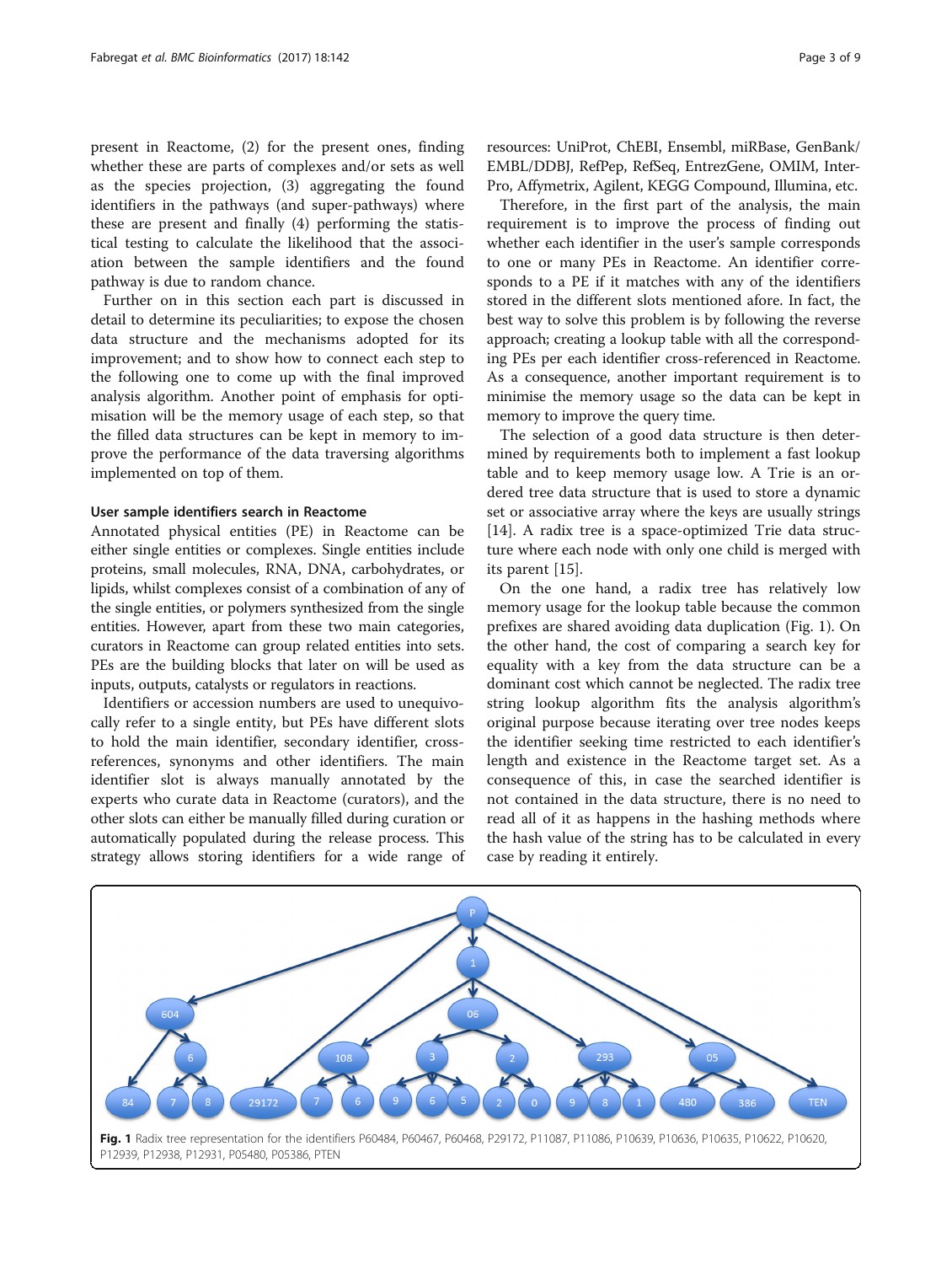present in Reactome, (2) for the present ones, finding whether these are parts of complexes and/or sets as well as the species projection, (3) aggregating the found identifiers in the pathways (and super-pathways) where these are present and finally (4) performing the statistical testing to calculate the likelihood that the association between the sample identifiers and the found pathway is due to random chance.

Further on in this section each part is discussed in detail to determine its peculiarities; to expose the chosen data structure and the mechanisms adopted for its improvement; and to show how to connect each step to the following one to come up with the final improved analysis algorithm. Another point of emphasis for optimisation will be the memory usage of each step, so that the filled data structures can be kept in memory to improve the performance of the data traversing algorithms implemented on top of them.

#### User sample identifiers search in Reactome

Annotated physical entities (PE) in Reactome can be either single entities or complexes. Single entities include proteins, small molecules, RNA, DNA, carbohydrates, or lipids, whilst complexes consist of a combination of any of the single entities, or polymers synthesized from the single entities. However, apart from these two main categories, curators in Reactome can group related entities into sets. PEs are the building blocks that later on will be used as inputs, outputs, catalysts or regulators in reactions.

Identifiers or accession numbers are used to unequivocally refer to a single entity, but PEs have different slots to hold the main identifier, secondary identifier, cross-references, synonyms and other identifiers. The main identifier slot is always manually annotated by the experts who curate data in Reactome (curators), and the other slots can either be manually filled during curation or automatically populated during the release process. This strategy allows storing identifiers for a wide range of resources: UniProt, ChEBI, Ensembl, miRBase, GenBank/EMBL/DDBJ, RefPep, RefSeq, EntrezGene, OMIM, InterPro, Affymetrix, Agilent, KEGG Compound, Illumina, etc.

Therefore, in the first part of the analysis, the main requirement is to improve the process of finding out whether each identifier in the user's sample corresponds to one or many PEs in Reactome. An identifier corresponds to a PE if it matches with any of the identifiers stored in the different slots mentioned afore. In fact, the best way to solve this problem is by following the reverse approach; creating a lookup table with all the corresponding PEs per each identifier cross-referenced in Reactome. As a consequence, another important requirement is to minimise the memory usage so the data can be kept in memory to improve the query time.

The selection of a good data structure is then determined by requirements both to implement a fast lookup table and to keep memory usage low. A Trie is an ordered tree data structure that is used to store a dynamic set or associative array where the keys are usually strings [14]. A radix tree is a space-optimized Trie data structure where each node with only one child is merged with its parent [15].

On the one hand, a radix tree has relatively low memory usage for the lookup table because the common prefixes are shared avoiding data duplication (Fig. 1). On the other hand, the cost of comparing a search key for equality with a key from the data structure can be a dominant cost which cannot be neglected. The radix tree string lookup algorithm fits the analysis algorithm's original purpose because iterating over tree nodes keeps the identifier seeking time restricted to each identifier's length and existence in the Reactome target set. As a consequence of this, in case the searched identifier is not contained in the data structure, there is no need to read all of it as happens in the hashing methods where the hash value of the string has to be calculated in every case by reading it entirely.

**Fig. 1** Radix tree representation for the identifiers P60484, P60467, P60468, P29172, P11087, P11086, P10639, P10636, P10635, P10622, P10620, P12939, P12938, P12931, P05480, P05386, PTEN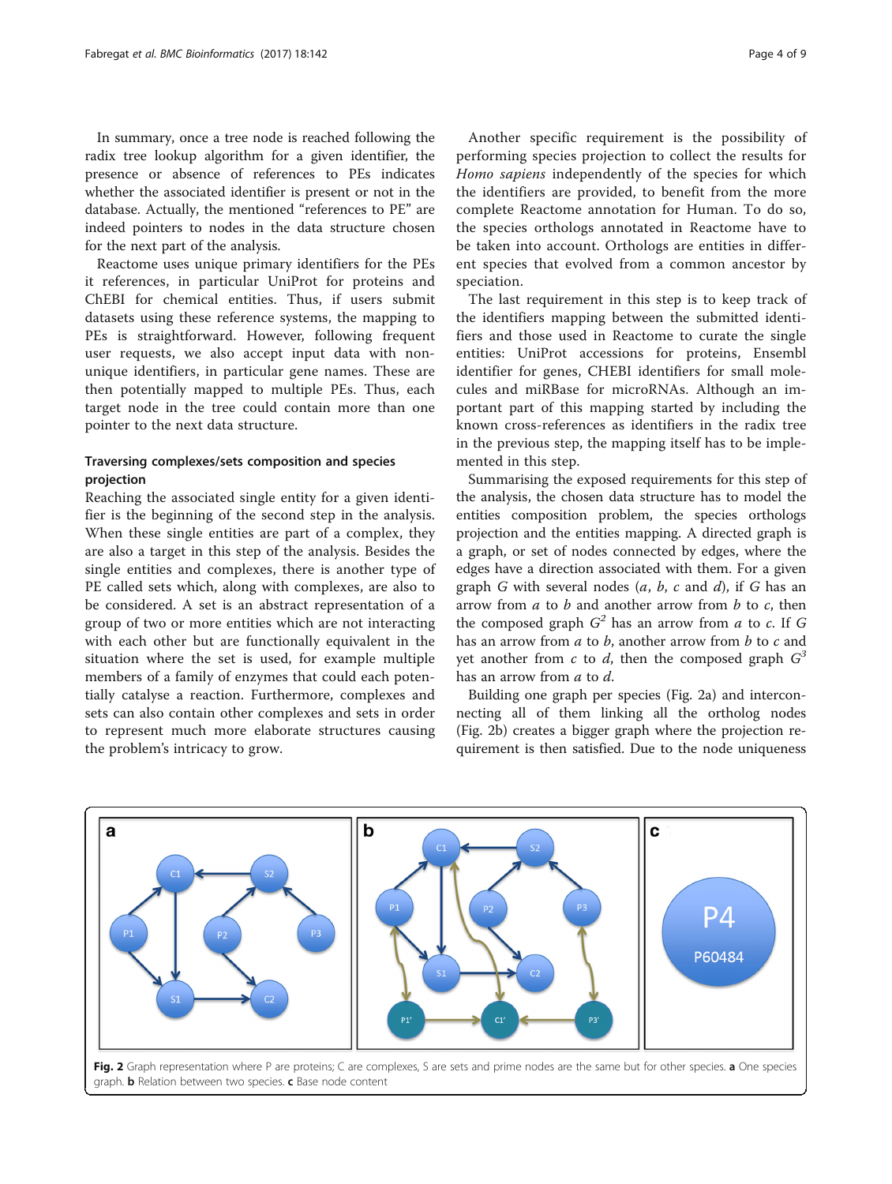In summary, once a tree node is reached following the radix tree lookup algorithm for a given identifier, the presence or absence of references to PEs indicates whether the associated identifier is present or not in the database. Actually, the mentioned "references to PE" are indeed pointers to nodes in the data structure chosen for the next part of the analysis.

Reactome uses unique primary identifiers for the PEs it references, in particular UniProt for proteins and ChEBI for chemical entities. Thus, if users submit datasets using these reference systems, the mapping to PEs is straightforward. However, following frequent user requests, we also accept input data with non-unique identifiers, in particular gene names. These are then potentially mapped to multiple PEs. Thus, each target node in the tree could contain more than one pointer to the next data structure.

### Traversing complexes/sets composition and species projection

Reaching the associated single entity for a given identifier is the beginning of the second step in the analysis. When these single entities are part of a complex, they are also a target in this step of the analysis. Besides the single entities and complexes, there is another type of PE called sets which, along with complexes, are also to be considered. A set is an abstract representation of a group of two or more entities which are not interacting with each other but are functionally equivalent in the situation where the set is used, for example multiple members of a family of enzymes that could each potentially catalyse a reaction. Furthermore, complexes and sets can also contain other complexes and sets in order to represent much more elaborate structures causing the problem's intricacy to grow.

Another specific requirement is the possibility of performing species projection to collect the results for *Homo sapiens* independently of the species for which the identifiers are provided, to benefit from the more complete Reactome annotation for Human. To do so, the species orthologs annotated in Reactome have to be taken into account. Orthologs are entities in different species that evolved from a common ancestor by speciation.

The last requirement in this step is to keep track of the identifiers mapping between the submitted identifiers and those used in Reactome to curate the single entities: UniProt accessions for proteins, Ensembl identifier for genes, CHEBI identifiers for small molecules and miRBase for microRNAs. Although an important part of this mapping started by including the known cross-references as identifiers in the radix tree in the previous step, the mapping itself has to be implemented in this step.

Summarising the exposed requirements for this step of the analysis, the chosen data structure has to model the entities composition problem, the species orthologs projection and the entities mapping. A directed graph is a graph, or set of nodes connected by edges, where the edges have a direction associated with them. For a given graph $G$ with several nodes ($a$, $b$, $c$ and $d$), if $G$ has an arrow from $a$ to $b$ and another arrow from $b$ to $c$, then the composed graph $G^2$ has an arrow from $a$ to $c$. If $G$ has an arrow from $a$ to $b$, another arrow from $b$ to $c$ and yet another from $c$ to $d$, then the composed graph $G^3$ has an arrow from $a$ to $d$.

Building one graph per species (Fig. 2a) and interconnecting all of them linking all the ortholog nodes (Fig. 2b) creates a bigger graph where the projection requirement is then satisfied. Due to the node uniqueness

**Fig. 2** Graph representation where P are proteins; C are complexes, S are sets and prime nodes are the same but for other species. **a** One species graph. **b** Relation between two species. **c** Base node content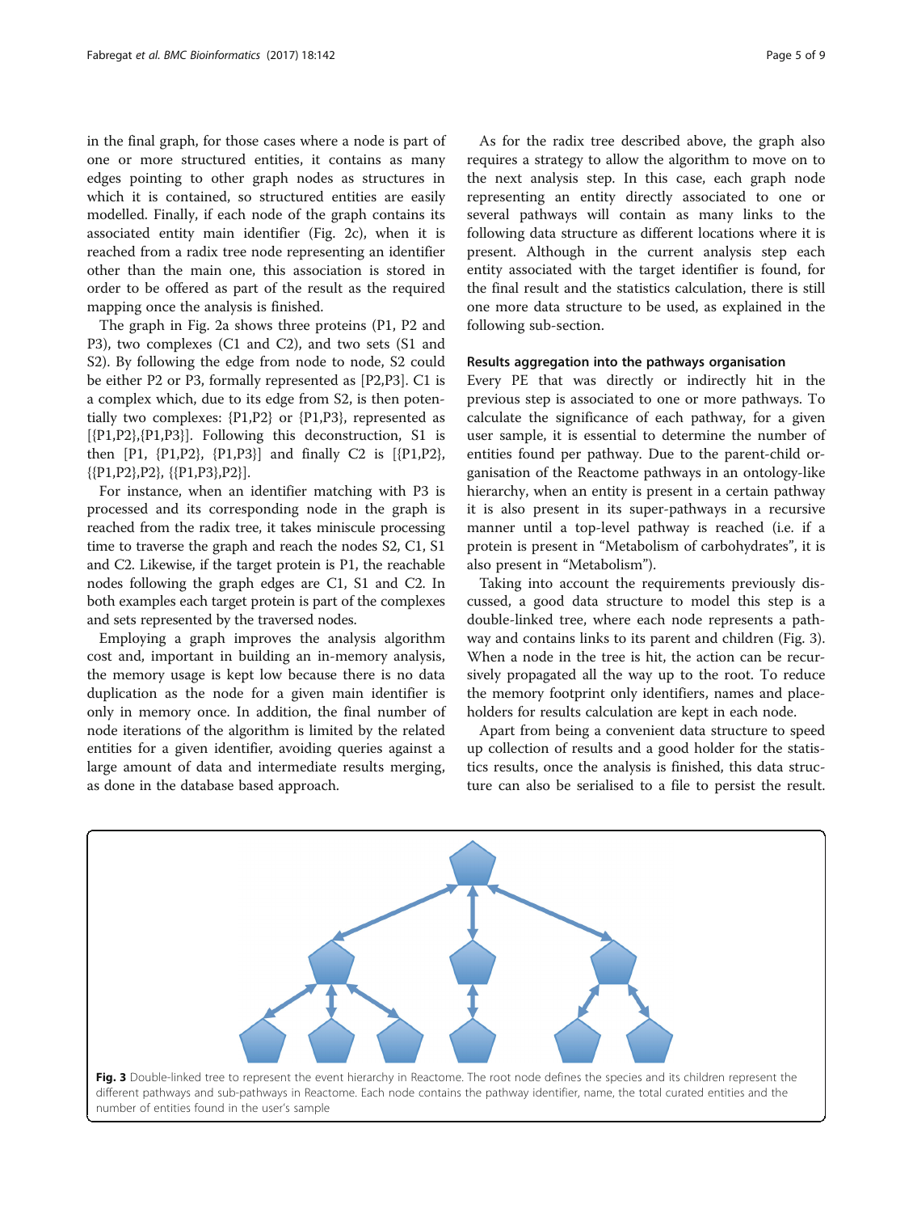in the final graph, for those cases where a node is part of one or more structured entities, it contains as many edges pointing to other graph nodes as structures in which it is contained, so structured entities are easily modelled. Finally, if each node of the graph contains its associated entity main identifier (Fig. 2c), when it is reached from a radix tree node representing an identifier other than the main one, this association is stored in order to be offered as part of the result as the required mapping once the analysis is finished.

The graph in Fig. 2a shows three proteins (P1, P2 and P3), two complexes (C1 and C2), and two sets (S1 and S2). By following the edge from node to node, S2 could be either P2 or P3, formally represented as [P2,P3]. C1 is a complex which, due to its edge from S2, is then potentially two complexes: {P1,P2} or {P1,P3}, represented as [{P1,P2},{P1,P3}]. Following this deconstruction, S1 is then [P1, {P1,P2}, {P1,P3}] and finally C2 is [{P1,P2}, {{P1,P2},P2}, {{P1,P3},P2}].

For instance, when an identifier matching with P3 is processed and its corresponding node in the graph is reached from the radix tree, it takes miniscule processing time to traverse the graph and reach the nodes S2, C1, S1 and C2. Likewise, if the target protein is P1, the reachable nodes following the graph edges are C1, S1 and C2. In both examples each target protein is part of the complexes and sets represented by the traversed nodes.

Employing a graph improves the analysis algorithm cost and, important in building an in-memory analysis, the memory usage is kept low because there is no data duplication as the node for a given main identifier is only in memory once. In addition, the final number of node iterations of the algorithm is limited by the related entities for a given identifier, avoiding queries against a large amount of data and intermediate results merging, as done in the database based approach.

As for the radix tree described above, the graph also requires a strategy to allow the algorithm to move on to the next analysis step. In this case, each graph node representing an entity directly associated to one or several pathways will contain as many links to the following data structure as different locations where it is present. Although in the current analysis step each entity associated with the target identifier is found, for the final result and the statistics calculation, there is still one more data structure to be used, as explained in the following sub-section.

### Results aggregation into the pathways organisation

Every PE that was directly or indirectly hit in the previous step is associated to one or more pathways. To calculate the significance of each pathway, for a given user sample, it is essential to determine the number of entities found per pathway. Due to the parent-child organisation of the Reactome pathways in an ontology-like hierarchy, when an entity is present in a certain pathway it is also present in its super-pathways in a recursive manner until a top-level pathway is reached (i.e. if a protein is present in "Metabolism of carbohydrates", it is also present in "Metabolism").

Taking into account the requirements previously discussed, a good data structure to model this step is a double-linked tree, where each node represents a pathway and contains links to its parent and children (Fig. 3). When a node in the tree is hit, the action can be recursively propagated all the way up to the root. To reduce the memory footprint only identifiers, names and placeholders for results calculation are kept in each node.

Apart from being a convenient data structure to speed up collection of results and a good holder for the statistics results, once the analysis is finished, this data structure can also be serialised to a file to persist the result.

**Fig. 3** Double-linked tree to represent the event hierarchy in Reactome. The root node defines the species and its children represent the different pathways and sub-pathways in Reactome. Each node contains the pathway identifier, name, the total curated entities and the number of entities found in the user's sample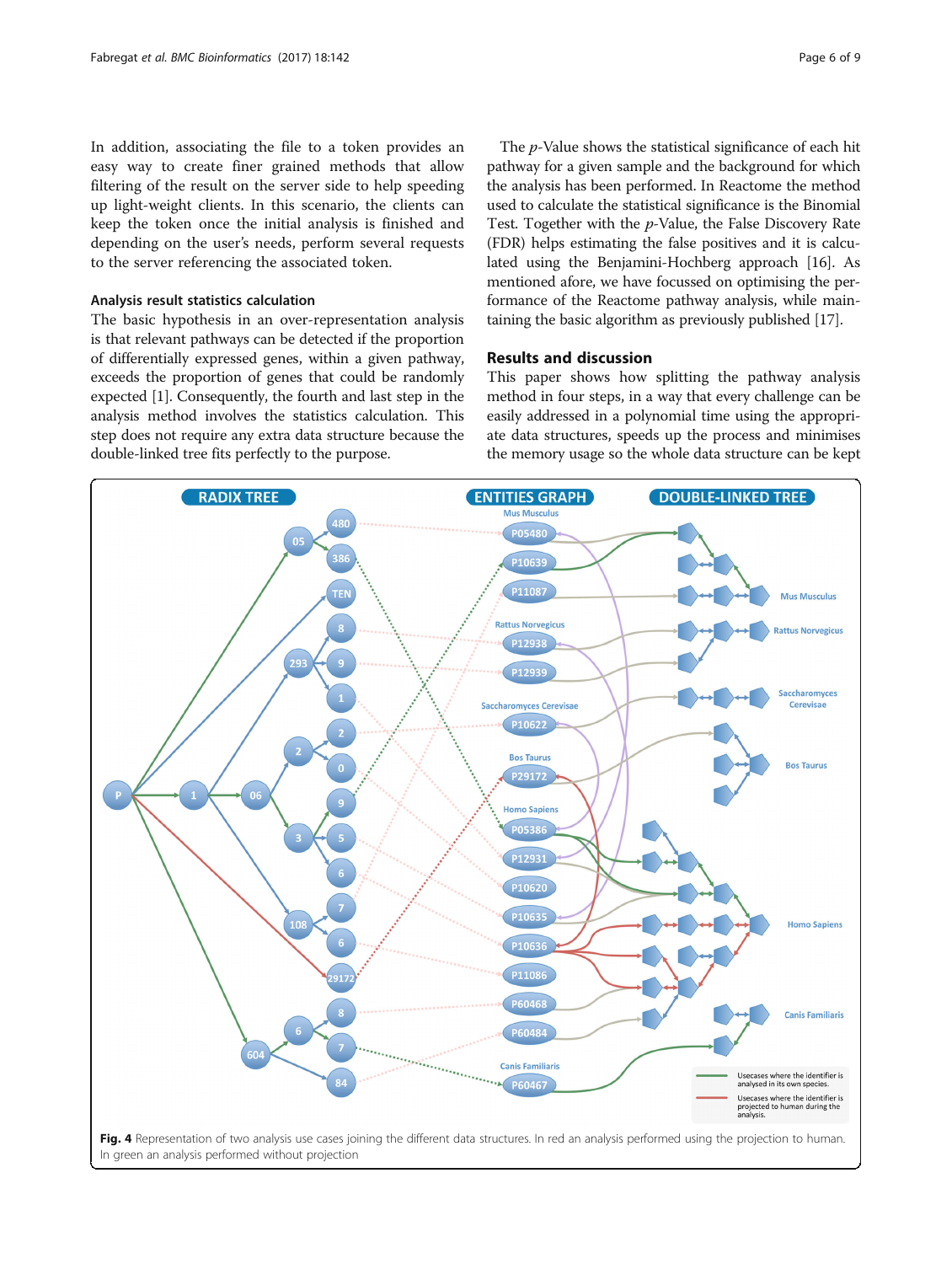In addition, associating the file to a token provides an easy way to create finer grained methods that allow filtering of the result on the server side to help speeding up light-weight clients. In this scenario, the clients can keep the token once the initial analysis is finished and depending on the user's needs, perform several requests to the server referencing the associated token.

### Analysis result statistics calculation

The basic hypothesis in an over-representation analysis is that relevant pathways can be detected if the proportion of differentially expressed genes, within a given pathway, exceeds the proportion of genes that could be randomly expected [1]. Consequently, the fourth and last step in the analysis method involves the statistics calculation. This step does not require any extra data structure because the double-linked tree fits perfectly to the purpose.

The *p*-Value shows the statistical significance of each hit pathway for a given sample and the background for which the analysis has been performed. In Reactome the method used to calculate the statistical significance is the Binomial Test. Together with the *p*-Value, the False Discovery Rate (FDR) helps estimating the false positives and it is calculated using the Benjamini-Hochberg approach [16]. As mentioned afore, we have focussed on optimising the performance of the Reactome pathway analysis, while maintaining the basic algorithm as previously published [17].

## Results and discussion

This paper shows how splitting the pathway analysis method in four steps, in a way that every challenge can be easily addressed in a polynomial time using the appropriate data structures, speeds up the process and minimises the memory usage so the whole data structure can be kept

**Fig. 4** Representation of two analysis use cases joining the different data structures. In red an analysis performed using the projection to human. In green an analysis performed without projection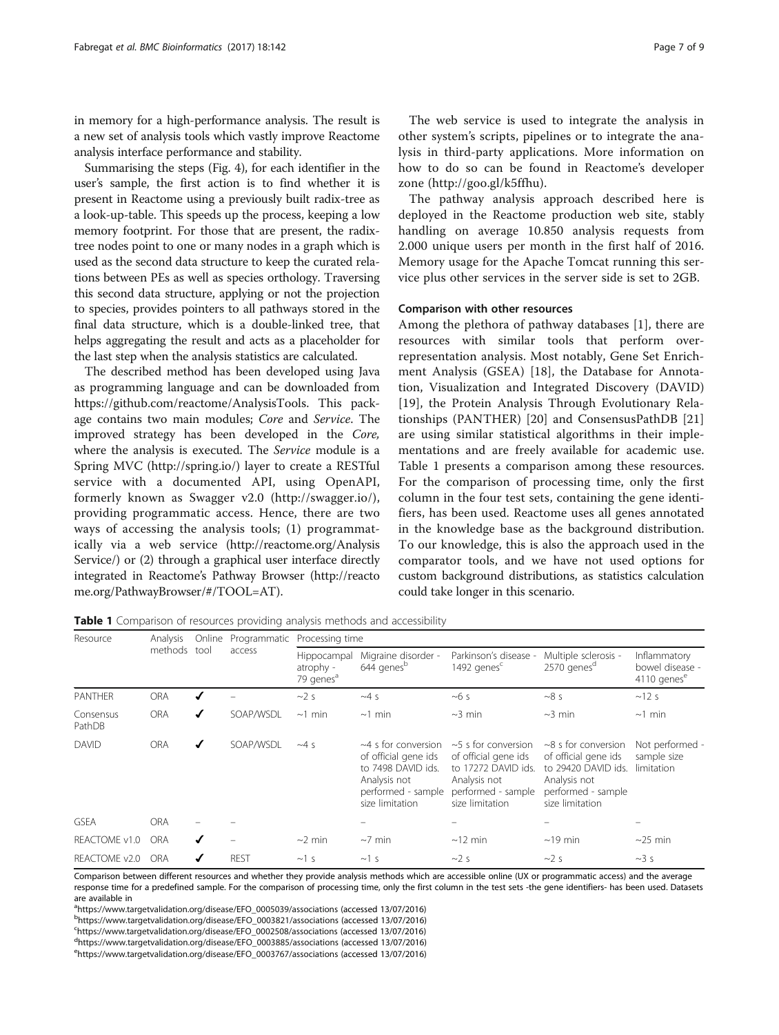in memory for a high-performance analysis. The result is a new set of analysis tools which vastly improve Reactome analysis interface performance and stability.

Summarising the steps (Fig. 4), for each identifier in the user's sample, the first action is to find whether it is present in Reactome using a previously built radix-tree as a look-up-table. This speeds up the process, keeping a low memory footprint. For those that are present, the radix-tree nodes point to one or many nodes in a graph which is used as the second data structure to keep the curated relations between PEs as well as species orthology. Traversing this second data structure, applying or not the projection to species, provides pointers to all pathways stored in the final data structure, which is a double-linked tree, that helps aggregating the result and acts as a placeholder for the last step when the analysis statistics are calculated.

The described method has been developed using Java as programming language and can be downloaded from https://github.com/reactome/AnalysisTools. This package contains two main modules; *Core* and *Service*. The improved strategy has been developed in the *Core,* where the analysis is executed. The *Service* module is a Spring MVC (http://spring.io/) layer to create a RESTful service with a documented API, using OpenAPI, formerly known as Swagger v2.0 (http://swagger.io/), providing programmatic access. Hence, there are two ways of accessing the analysis tools; (1) programmatically via a web service (http://reactome.org/AnalysisService/) or (2) through a graphical user interface directly integrated in Reactome's Pathway Browser (http://reactome.org/PathwayBrowser/#/TOOL=AT).

The web service is used to integrate the analysis in other system's scripts, pipelines or to integrate the analysis in third-party applications. More information on how to do so can be found in Reactome's developer zone (http://goo.gl/k5ffhu).

The pathway analysis approach described here is deployed in the Reactome production web site, stably handling on average 10.850 analysis requests from 2.000 unique users per month in the first half of 2016. Memory usage for the Apache Tomcat running this service plus other services in the server side is set to 2GB.

### Comparison with other resources

Among the plethora of pathway databases [1], there are resources with similar tools that perform over-representation analysis. Most notably, Gene Set Enrichment Analysis (GSEA) [18], the Database for Annotation, Visualization and Integrated Discovery (DAVID) [19], the Protein Analysis Through Evolutionary Relationships (PANTHER) [20] and ConsensusPathDB [21] are using similar statistical algorithms in their implementations and are freely available for academic use. Table 1 presents a comparison among these resources. For the comparison of processing time, only the first column in the four test sets, containing the gene identifiers, has been used. Reactome uses all genes annotated in the knowledge base as the background distribution. To our knowledge, this is also the approach used in the comparator tools, and we have not used options for custom background distributions, as statistics calculation could take longer in this scenario.

**Table 1** Comparison of resources providing analysis methods and accessibility

| Resource | Analysis methods | Online tool | Programmatic access | Processing time | | | | |
|---|---|---|---|---|---|---|---|---|
| | | | | Hippocampal atrophy - 79 genes[a] | Migraine disorder - 644 genes[b] | Parkinson's disease - 1492 genes[c] | Multiple sclerosis - 2570 genes[d] | Inflammatory bowel disease - 4110 genes[e] |
| PANTHER | ORA | ✔ | – | ~2 s | ~4 s | ~6 s | ~8 s | ~12 s |
| Consensus PathDB | ORA | ✔ | SOAP/WSDL | ~1 min | ~1 min | ~3 min | ~3 min | ~1 min |
| DAVID | ORA | ✔ | SOAP/WSDL | ~4 s | ~4 s for conversion of official gene ids to 7498 DAVID ids. Analysis not performed - sample size limitation | ~5 s for conversion of official gene ids to 17272 DAVID ids. Analysis not performed - sample size limitation | ~8 s for conversion of official gene ids to 29420 DAVID ids. Analysis not performed - sample size limitation | Not performed - sample size limitation |
| GSEA | ORA | – | – | | – | – | – | – |
| REACTOME v1.0 | ORA | ✔ | – | ~2 min | ~7 min | ~12 min | ~19 min | ~25 min |
| REACTOME v2.0 | ORA | ✔ | REST | ~1 s | ~1 s | ~2 s | ~2 s | ~3 s |

Comparison between different resources and whether they provide analysis methods which are accessible online (UX or programmatic access) and the average response time for a predefined sample. For the comparison of processing time, only the first column in the test sets -the gene identifiers- has been used. Datasets are available in

[a] https://www.targetvalidation.org/disease/EFO_0005039/associations (accessed 13/07/2016)
[b] https://www.targetvalidation.org/disease/EFO_0003821/associations (accessed 13/07/2016)
[c] https://www.targetvalidation.org/disease/EFO_0002508/associations (accessed 13/07/2016)
[d] https://www.targetvalidation.org/disease/EFO_0003885/associations (accessed 13/07/2016)
[e] https://www.targetvalidation.org/disease/EFO_0003767/associations (accessed 13/07/2016)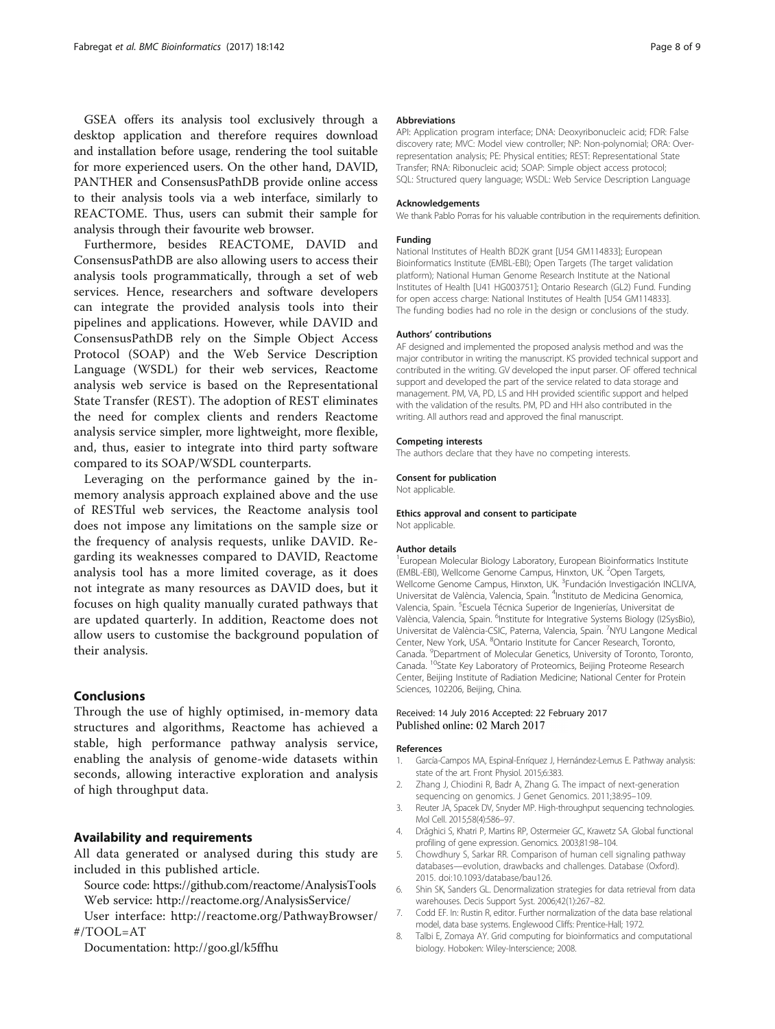GSEA offers its analysis tool exclusively through a desktop application and therefore requires download and installation before usage, rendering the tool suitable for more experienced users. On the other hand, DAVID, PANTHER and ConsensusPathDB provide online access to their analysis tools via a web interface, similarly to REACTOME. Thus, users can submit their sample for analysis through their favourite web browser.

Furthermore, besides REACTOME, DAVID and ConsensusPathDB are also allowing users to access their analysis tools programmatically, through a set of web services. Hence, researchers and software developers can integrate the provided analysis tools into their pipelines and applications. However, while DAVID and ConsensusPathDB rely on the Simple Object Access Protocol (SOAP) and the Web Service Description Language (WSDL) for their web services, Reactome analysis web service is based on the Representational State Transfer (REST). The adoption of REST eliminates the need for complex clients and renders Reactome analysis service simpler, more lightweight, more flexible, and, thus, easier to integrate into third party software compared to its SOAP/WSDL counterparts.

Leveraging on the performance gained by the in-memory analysis approach explained above and the use of RESTful web services, the Reactome analysis tool does not impose any limitations on the sample size or the frequency of analysis requests, unlike DAVID. Regarding its weaknesses compared to DAVID, Reactome analysis tool has a more limited coverage, as it does not integrate as many resources as DAVID does, but it focuses on high quality manually curated pathways that are updated quarterly. In addition, Reactome does not allow users to customise the background population of their analysis.

## Conclusions

Through the use of highly optimised, in-memory data structures and algorithms, Reactome has achieved a stable, high performance pathway analysis service, enabling the analysis of genome-wide datasets within seconds, allowing interactive exploration and analysis of high throughput data.

## Availability and requirements

All data generated or analysed during this study are included in this published article.

Source code: https://github.com/reactome/AnalysisTools

Web service: http://reactome.org/AnalysisService/

User interface: http://reactome.org/PathwayBrowser/#/TOOL=AT

Documentation: http://goo.gl/k5ffhu

### Abbreviations

API: Application program interface; DNA: Deoxyribonucleic acid; FDR: False discovery rate; MVC: Model view controller; NP: Non-polynomial; ORA: Over-representation analysis; PE: Physical entities; REST: Representational State Transfer; RNA: Ribonucleic acid; SOAP: Simple object access protocol; SQL: Structured query language; WSDL: Web Service Description Language

### Acknowledgements

We thank Pablo Porras for his valuable contribution in the requirements definition.

### Funding

National Institutes of Health BD2K grant [U54 GM114833]; European Bioinformatics Institute (EMBL-EBI); Open Targets (The target validation platform); National Human Genome Research Institute at the National Institutes of Health [U41 HG003751]; Ontario Research (GL2) Fund. Funding for open access charge: National Institutes of Health [U54 GM114833]. The funding bodies had no role in the design or conclusions of the study.

### Authors' contributions

AF designed and implemented the proposed analysis method and was the major contributor in writing the manuscript. KS provided technical support and contributed in the writing. GV developed the input parser. OF offered technical support and developed the part of the service related to data storage and management. PM, VA, PD, LS and HH provided scientific support and helped with the validation of the results. PM, PD and HH also contributed in the writing. All authors read and approved the final manuscript.

### Competing interests

The authors declare that they have no competing interests.

### Consent for publication

Not applicable.

### Ethics approval and consent to participate

Not applicable.

### Author details

[1]European Molecular Biology Laboratory, European Bioinformatics Institute (EMBL-EBI), Wellcome Genome Campus, Hinxton, UK. [2]Open Targets, Wellcome Genome Campus, Hinxton, UK. [3]Fundación Investigación INCLIVA, Universitat de València, Valencia, Spain. [4]Instituto de Medicina Genomica, Valencia, Spain. [5]Escuela Técnica Superior de Ingenierías, Universitat de València, Valencia, Spain. [6]Institute for Integrative Systems Biology (I2SysBio), Universitat de València-CSIC, Paterna, Valencia, Spain. [7]NYU Langone Medical Center, New York, USA. [8]Ontario Institute for Cancer Research, Toronto, Canada. [9]Department of Molecular Genetics, University of Toronto, Toronto, Canada. [10]State Key Laboratory of Proteomics, Beijing Proteome Research Center, Beijing Institute of Radiation Medicine; National Center for Protein Sciences, 102206, Beijing, China.

Received: 14 July 2016 Accepted: 22 February 2017
Published online: 02 March 2017

### References

1. García-Campos MA, Espinal-Enríquez J, Hernández-Lemus E. Pathway analysis: state of the art. Front Physiol. 2015;6:383.
2. Zhang J, Chiodini R, Badr A, Zhang G. The impact of next-generation sequencing on genomics. J Genet Genomics. 2011;38:95–109.
3. Reuter JA, Spacek DV, Snyder MP. High-throughput sequencing technologies. Mol Cell. 2015;58(4):586–97.
4. Drăghici S, Khatri P, Martins RP, Ostermeier GC, Krawetz SA. Global functional profiling of gene expression. Genomics. 2003;81:98–104.
5. Chowdhury S, Sarkar RR. Comparison of human cell signaling pathway databases—evolution, drawbacks and challenges. Database (Oxford). 2015. doi:10.1093/database/bau126.
6. Shin SK, Sanders GL. Denormalization strategies for data retrieval from data warehouses. Decis Support Syst. 2006;42(1):267–82.
7. Codd EF. In: Rustin R, editor. Further normalization of the data base relational model, data base systems. Englewood Cliffs: Prentice-Hall; 1972.
8. Talbi E, Zomaya AY. Grid computing for bioinformatics and computational biology. Hoboken: Wiley-Interscience; 2008.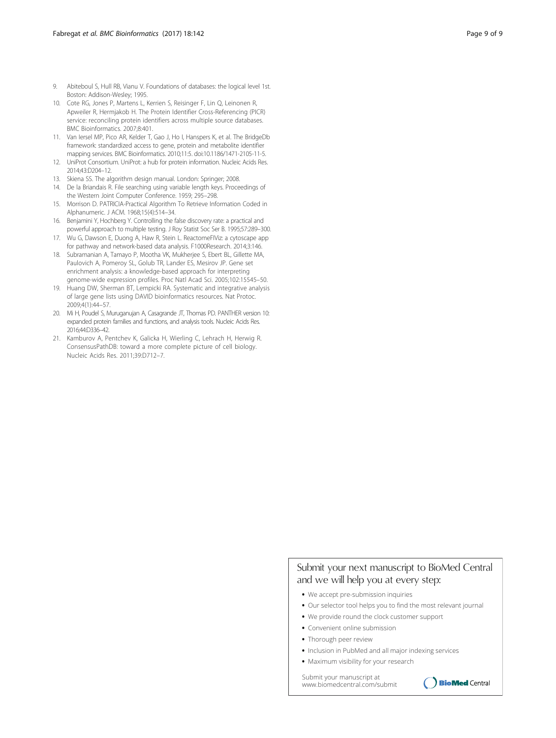9. Abiteboul S, Hull RB, Vianu V. Foundations of databases: the logical level 1st. Boston: Addison-Wesley; 1995.
10. Cote RG, Jones P, Martens L, Kerrien S, Reisinger F, Lin Q, Leinonen R, Apweiler R, Hermjakob H. The Protein Identifier Cross-Referencing (PICR) service: reconciling protein identifiers across multiple source databases. BMC Bioinformatics. 2007;8:401.
11. Van Iersel MP, Pico AR, Kelder T, Gao J, Ho I, Hanspers K, et al. The BridgeDb framework: standardized access to gene, protein and metabolite identifier mapping services. BMC Bioinformatics. 2010;11:5. doi:10.1186/1471-2105-11-5.
12. UniProt Consortium. UniProt: a hub for protein information. Nucleic Acids Res. 2014;43:D204–12.
13. Skiena SS. The algorithm design manual. London: Springer; 2008.
14. De la Briandais R. File searching using variable length keys. Proceedings of the Western Joint Computer Conference. 1959; 295–298.
15. Morrison D. PATRICIA-Practical Algorithm To Retrieve Information Coded in Alphanumeric. J ACM. 1968;15(4):514–34.
16. Benjamini Y, Hochberg Y. Controlling the false discovery rate: a practical and powerful approach to multiple testing. J Roy Statist Soc Ser B. 1995;57:289–300.
17. Wu G, Dawson E, Duong A, Haw R, Stein L. ReactomeFIViz: a cytoscape app for pathway and network-based data analysis. F1000Research. 2014;3:146.
18. Subramanian A, Tamayo P, Mootha VK, Mukherjee S, Ebert BL, Gillette MA, Paulovich A, Pomeroy SL, Golub TR, Lander ES, Mesirov JP. Gene set enrichment analysis: a knowledge-based approach for interpreting genome-wide expression profiles. Proc Natl Acad Sci. 2005;102:15545–50.
19. Huang DW, Sherman BT, Lempicki RA. Systematic and integrative analysis of large gene lists using DAVID bioinformatics resources. Nat Protoc. 2009;4(1):44–57.
20. Mi H, Poudel S, Muruganujan A, Casagrande JT, Thomas PD. PANTHER version 10: expanded protein families and functions, and analysis tools. Nucleic Acids Res. 2016;44:D336–42.
21. Kamburov A, Pentchev K, Galicka H, Wierling C, Lehrach H, Herwig R. ConsensusPathDB: toward a more complete picture of cell biology. Nucleic Acids Res. 2011;39:D712–7.

Submit your next manuscript to BioMed Central and we will help you at every step:

- We accept pre-submission inquiries
- Our selector tool helps you to find the most relevant journal
- We provide round the clock customer support
- Convenient online submission
- Thorough peer review
- Inclusion in PubMed and all major indexing services
- Maximum visibility for your research

Submit your manuscript at
www.biomedcentral.com/submit

BioMed Central